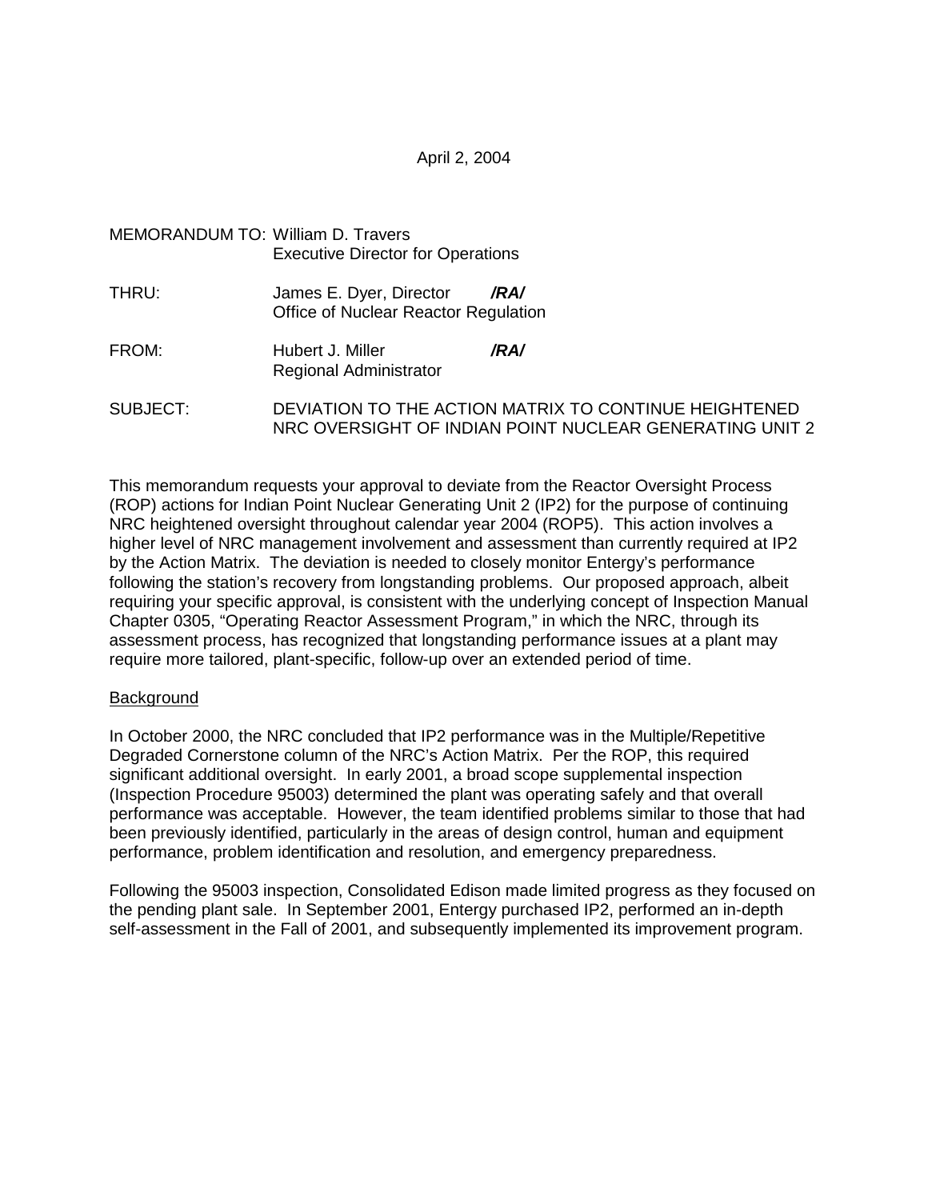April 2, 2004

MEMORANDUM TO: William D. Travers
Executive Director for Operations

THRU: James E. Dyer, Director **/RA/**
Office of Nuclear Reactor Regulation

FROM: Hubert J. Miller **/RA/**
Regional Administrator

SUBJECT: DEVIATION TO THE ACTION MATRIX TO CONTINUE HEIGHTENED NRC OVERSIGHT OF INDIAN POINT NUCLEAR GENERATING UNIT 2

This memorandum requests your approval to deviate from the Reactor Oversight Process (ROP) actions for Indian Point Nuclear Generating Unit 2 (IP2) for the purpose of continuing NRC heightened oversight throughout calendar year 2004 (ROP5). This action involves a higher level of NRC management involvement and assessment than currently required at IP2 by the Action Matrix. The deviation is needed to closely monitor Entergy's performance following the station's recovery from longstanding problems. Our proposed approach, albeit requiring your specific approval, is consistent with the underlying concept of Inspection Manual Chapter 0305, "Operating Reactor Assessment Program," in which the NRC, through its assessment process, has recognized that longstanding performance issues at a plant may require more tailored, plant-specific, follow-up over an extended period of time.

Background

In October 2000, the NRC concluded that IP2 performance was in the Multiple/Repetitive Degraded Cornerstone column of the NRC's Action Matrix. Per the ROP, this required significant additional oversight. In early 2001, a broad scope supplemental inspection (Inspection Procedure 95003) determined the plant was operating safely and that overall performance was acceptable. However, the team identified problems similar to those that had been previously identified, particularly in the areas of design control, human and equipment performance, problem identification and resolution, and emergency preparedness.

Following the 95003 inspection, Consolidated Edison made limited progress as they focused on the pending plant sale. In September 2001, Entergy purchased IP2, performed an in-depth self-assessment in the Fall of 2001, and subsequently implemented its improvement program.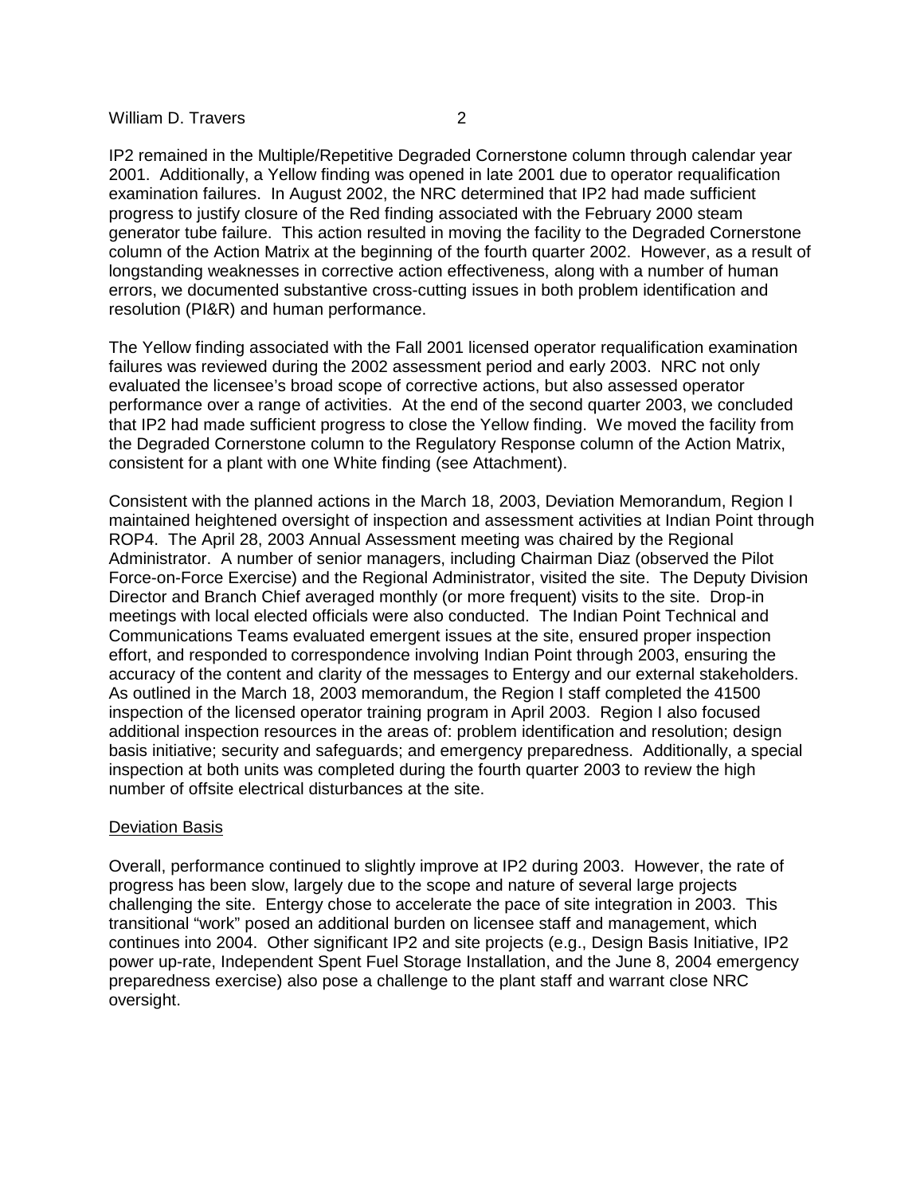IP2 remained in the Multiple/Repetitive Degraded Cornerstone column through calendar year 2001. Additionally, a Yellow finding was opened in late 2001 due to operator requalification examination failures. In August 2002, the NRC determined that IP2 had made sufficient progress to justify closure of the Red finding associated with the February 2000 steam generator tube failure. This action resulted in moving the facility to the Degraded Cornerstone column of the Action Matrix at the beginning of the fourth quarter 2002. However, as a result of longstanding weaknesses in corrective action effectiveness, along with a number of human errors, we documented substantive cross-cutting issues in both problem identification and resolution (PI&R) and human performance.

The Yellow finding associated with the Fall 2001 licensed operator requalification examination failures was reviewed during the 2002 assessment period and early 2003. NRC not only evaluated the licensee's broad scope of corrective actions, but also assessed operator performance over a range of activities. At the end of the second quarter 2003, we concluded that IP2 had made sufficient progress to close the Yellow finding. We moved the facility from the Degraded Cornerstone column to the Regulatory Response column of the Action Matrix, consistent for a plant with one White finding (see Attachment).

Consistent with the planned actions in the March 18, 2003, Deviation Memorandum, Region I maintained heightened oversight of inspection and assessment activities at Indian Point through ROP4. The April 28, 2003 Annual Assessment meeting was chaired by the Regional Administrator. A number of senior managers, including Chairman Diaz (observed the Pilot Force-on-Force Exercise) and the Regional Administrator, visited the site. The Deputy Division Director and Branch Chief averaged monthly (or more frequent) visits to the site. Drop-in meetings with local elected officials were also conducted. The Indian Point Technical and Communications Teams evaluated emergent issues at the site, ensured proper inspection effort, and responded to correspondence involving Indian Point through 2003, ensuring the accuracy of the content and clarity of the messages to Entergy and our external stakeholders. As outlined in the March 18, 2003 memorandum, the Region I staff completed the 41500 inspection of the licensed operator training program in April 2003. Region I also focused additional inspection resources in the areas of: problem identification and resolution; design basis initiative; security and safeguards; and emergency preparedness. Additionally, a special inspection at both units was completed during the fourth quarter 2003 to review the high number of offsite electrical disturbances at the site.

Deviation Basis

Overall, performance continued to slightly improve at IP2 during 2003. However, the rate of progress has been slow, largely due to the scope and nature of several large projects challenging the site. Entergy chose to accelerate the pace of site integration in 2003. This transitional "work" posed an additional burden on licensee staff and management, which continues into 2004. Other significant IP2 and site projects (e.g., Design Basis Initiative, IP2 power up-rate, Independent Spent Fuel Storage Installation, and the June 8, 2004 emergency preparedness exercise) also pose a challenge to the plant staff and warrant close NRC oversight.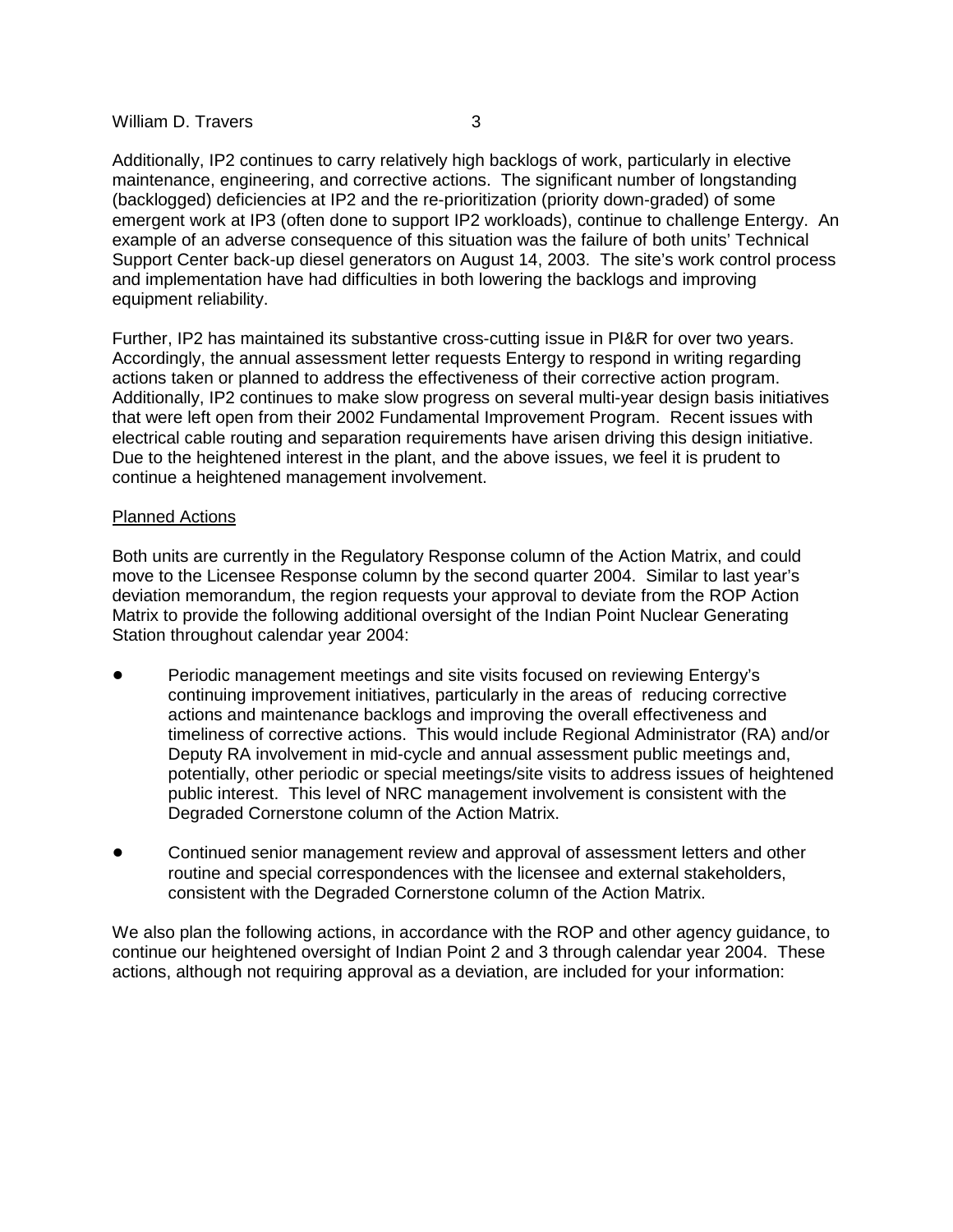Additionally, IP2 continues to carry relatively high backlogs of work, particularly in elective maintenance, engineering, and corrective actions. The significant number of longstanding (backlogged) deficiencies at IP2 and the re-prioritization (priority down-graded) of some emergent work at IP3 (often done to support IP2 workloads), continue to challenge Entergy. An example of an adverse consequence of this situation was the failure of both units' Technical Support Center back-up diesel generators on August 14, 2003. The site's work control process and implementation have had difficulties in both lowering the backlogs and improving equipment reliability.

Further, IP2 has maintained its substantive cross-cutting issue in PI&R for over two years. Accordingly, the annual assessment letter requests Entergy to respond in writing regarding actions taken or planned to address the effectiveness of their corrective action program. Additionally, IP2 continues to make slow progress on several multi-year design basis initiatives that were left open from their 2002 Fundamental Improvement Program. Recent issues with electrical cable routing and separation requirements have arisen driving this design initiative. Due to the heightened interest in the plant, and the above issues, we feel it is prudent to continue a heightened management involvement.

<u>Planned Actions</u>

Both units are currently in the Regulatory Response column of the Action Matrix, and could move to the Licensee Response column by the second quarter 2004. Similar to last year's deviation memorandum, the region requests your approval to deviate from the ROP Action Matrix to provide the following additional oversight of the Indian Point Nuclear Generating Station throughout calendar year 2004:

- Periodic management meetings and site visits focused on reviewing Entergy's continuing improvement initiatives, particularly in the areas of reducing corrective actions and maintenance backlogs and improving the overall effectiveness and timeliness of corrective actions. This would include Regional Administrator (RA) and/or Deputy RA involvement in mid-cycle and annual assessment public meetings and, potentially, other periodic or special meetings/site visits to address issues of heightened public interest. This level of NRC management involvement is consistent with the Degraded Cornerstone column of the Action Matrix.

- Continued senior management review and approval of assessment letters and other routine and special correspondences with the licensee and external stakeholders, consistent with the Degraded Cornerstone column of the Action Matrix.

We also plan the following actions, in accordance with the ROP and other agency guidance, to continue our heightened oversight of Indian Point 2 and 3 through calendar year 2004. These actions, although not requiring approval as a deviation, are included for your information: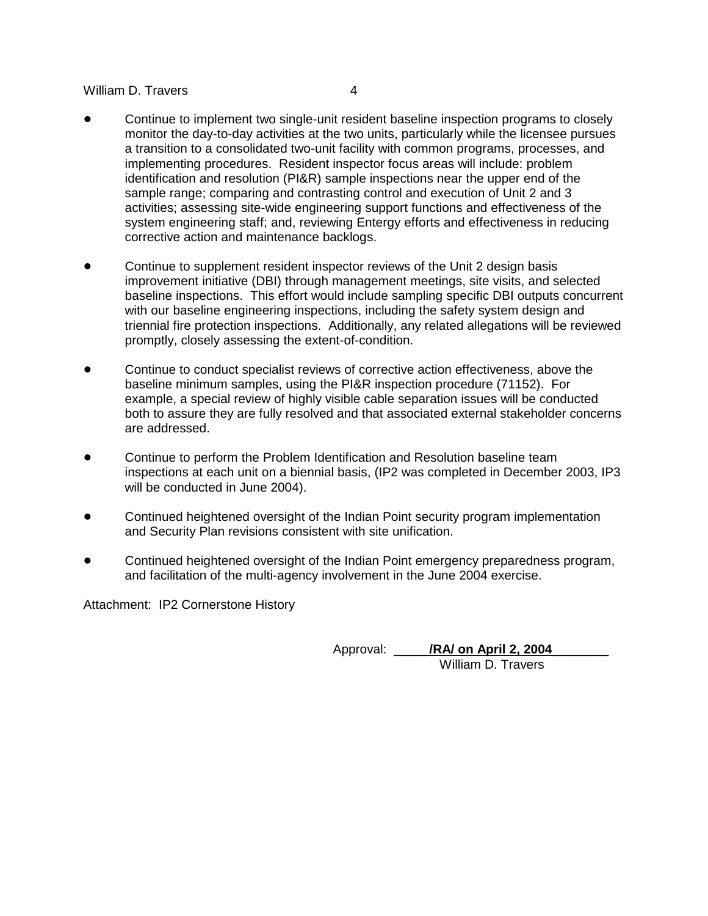- Continue to implement two single-unit resident baseline inspection programs to closely monitor the day-to-day activities at the two units, particularly while the licensee pursues a transition to a consolidated two-unit facility with common programs, processes, and implementing procedures. Resident inspector focus areas will include: problem identification and resolution (PI&R) sample inspections near the upper end of the sample range; comparing and contrasting control and execution of Unit 2 and 3 activities; assessing site-wide engineering support functions and effectiveness of the system engineering staff; and, reviewing Entergy efforts and effectiveness in reducing corrective action and maintenance backlogs.

- Continue to supplement resident inspector reviews of the Unit 2 design basis improvement initiative (DBI) through management meetings, site visits, and selected baseline inspections. This effort would include sampling specific DBI outputs concurrent with our baseline engineering inspections, including the safety system design and triennial fire protection inspections. Additionally, any related allegations will be reviewed promptly, closely assessing the extent-of-condition.

- Continue to conduct specialist reviews of corrective action effectiveness, above the baseline minimum samples, using the PI&R inspection procedure (71152). For example, a special review of highly visible cable separation issues will be conducted both to assure they are fully resolved and that associated external stakeholder concerns are addressed.

- Continue to perform the Problem Identification and Resolution baseline team inspections at each unit on a biennial basis, (IP2 was completed in December 2003, IP3 will be conducted in June 2004).

- Continued heightened oversight of the Indian Point security program implementation and Security Plan revisions consistent with site unification.

- Continued heightened oversight of the Indian Point emergency preparedness program, and facilitation of the multi-agency involvement in the June 2004 exercise.

Attachment: IP2 Cornerstone History

Approval: **/RA/ on April 2, 2004**
William D. Travers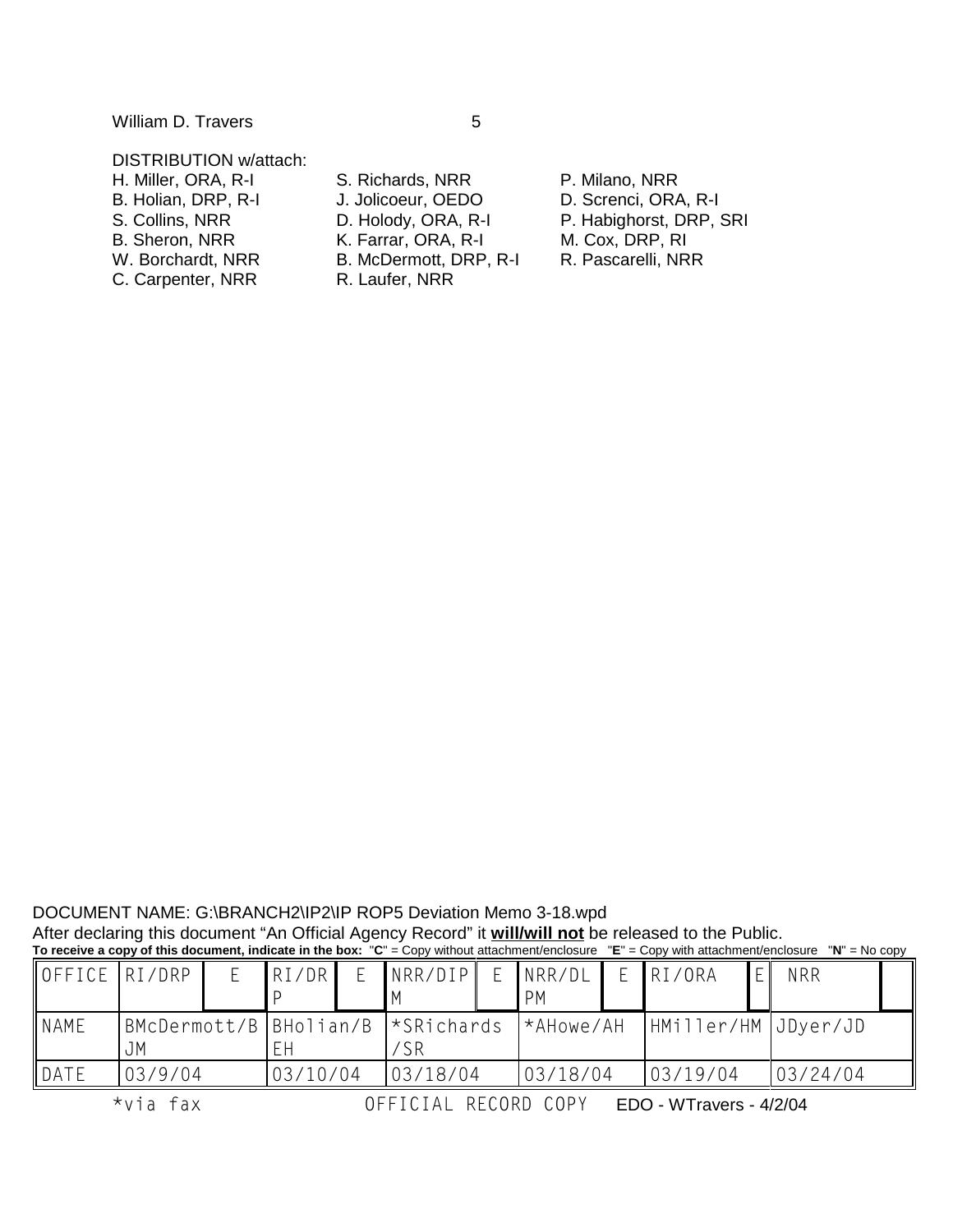William D. Travers

DISTRIBUTION w/attach:
H. Miller, ORA, R-I
B. Holian, DRP, R-I
S. Collins, NRR
B. Sheron, NRR
W. Borchardt, NRR
C. Carpenter, NRR
S. Richards, NRR
J. Jolicoeur, OEDO
D. Holody, ORA, R-I
K. Farrar, ORA, R-I
B. McDermott, DRP, R-I
R. Laufer, NRR
P. Milano, NRR
D. Screnci, ORA, R-I
P. Habighorst, DRP, SRI
M. Cox, DRP, RI
R. Pascarelli, NRR

DOCUMENT NAME: G:\BRANCH2\IP2\IP ROP5 Deviation Memo 3-18.wpd
After declaring this document "An Official Agency Record" it **will/will not** be released to the Public.
**To receive a copy of this document, indicate in the box:** "**C**" = Copy without attachment/enclosure "**E**" = Copy with attachment/enclosure "**N**" = No copy

| OFFICE | RI/DRP | E | RI/DRP | E | NRR/DIPM | E | NRR/DLPM | E | RI/ORA | E | NRR | |
|---|---|---|---|---|---|---|---|---|---|---|---|---|
| NAME | BMcDermott/BJM | | BHolian/BEH | | *SRichards/SR | | *AHowe/AH | | HMiller/HM | | JDyer/JD | |
| DATE | 03/9/04 | | 03/10/04 | | 03/18/04 | | 03/18/04 | | 03/19/04 | | 03/24/04 | |

*via fax OFFICIAL RECORD COPY EDO - WTravers - 4/2/04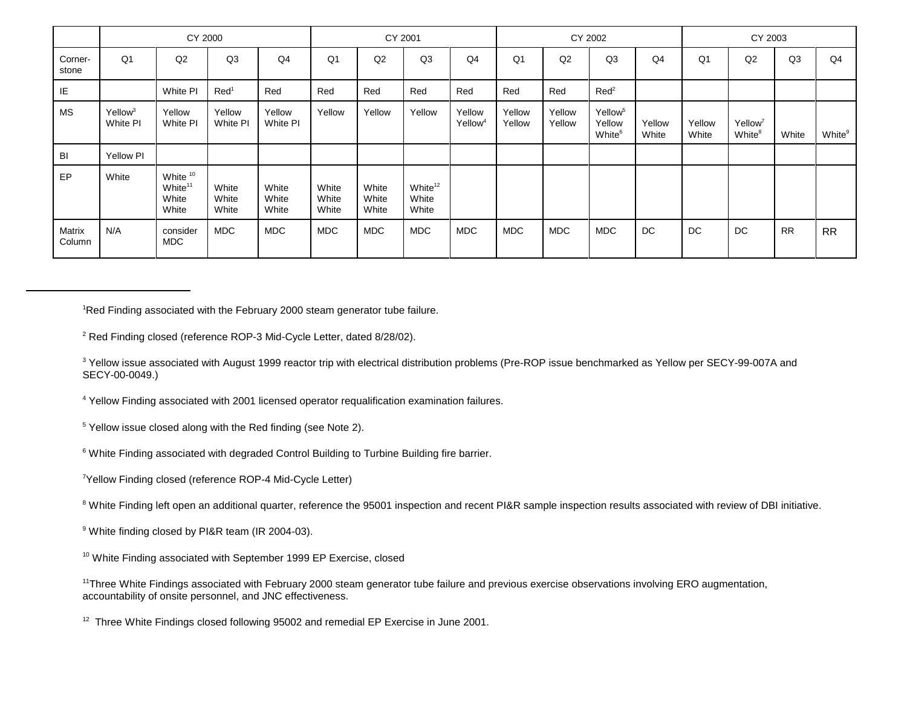| | CY 2000 | | | | CY 2001 | | | | CY 2002 | | | | CY 2003 | | | |
|---|---|---|---|---|---|---|---|---|---|---|---|---|---|---|---|---|
| Corner-stone | Q1 | Q2 | Q3 | Q4 | Q1 | Q2 | Q3 | Q4 | Q1 | Q2 | Q3 | Q4 | Q1 | Q2 | Q3 | Q4 |
| IE | | White PI | Red[1] | Red | Red | Red | Red | Red | Red | Red | Red[2] | | | | | |
| MS | Yellow[3] White PI | Yellow White PI | Yellow White PI | Yellow White PI | Yellow | Yellow | Yellow | Yellow Yellow[4] | Yellow Yellow | Yellow Yellow | Yellow[5] Yellow White[6] | Yellow White | Yellow White | Yellow[7] White[8] | White | White[9] |
| BI | Yellow PI | | | | | | | | | | | | | | | |
| EP | White | White [10] White[11] White White | White White White | White White White | White White White | White White White | White[12] White White | | | | | | | | | |
| Matrix Column | N/A | consider MDC | MDC | MDC | MDC | MDC | MDC | MDC | MDC | MDC | MDC | DC | DC | DC | RR | RR |

[1]Red Finding associated with the February 2000 steam generator tube failure.

[2] Red Finding closed (reference ROP-3 Mid-Cycle Letter, dated 8/28/02).

[3] Yellow issue associated with August 1999 reactor trip with electrical distribution problems (Pre-ROP issue benchmarked as Yellow per SECY-99-007A and SECY-00-0049.)

[4] Yellow Finding associated with 2001 licensed operator requalification examination failures.

[5] Yellow issue closed along with the Red finding (see Note 2).

[6] White Finding associated with degraded Control Building to Turbine Building fire barrier.

[7]Yellow Finding closed (reference ROP-4 Mid-Cycle Letter)

[8] White Finding left open an additional quarter, reference the 95001 inspection and recent PI&R sample inspection results associated with review of DBI initiative.

[9] White finding closed by PI&R team (IR 2004-03).

[10] White Finding associated with September 1999 EP Exercise, closed

[11]Three White Findings associated with February 2000 steam generator tube failure and previous exercise observations involving ERO augmentation, accountability of onsite personnel, and JNC effectiveness.

[12] Three White Findings closed following 95002 and remedial EP Exercise in June 2001.